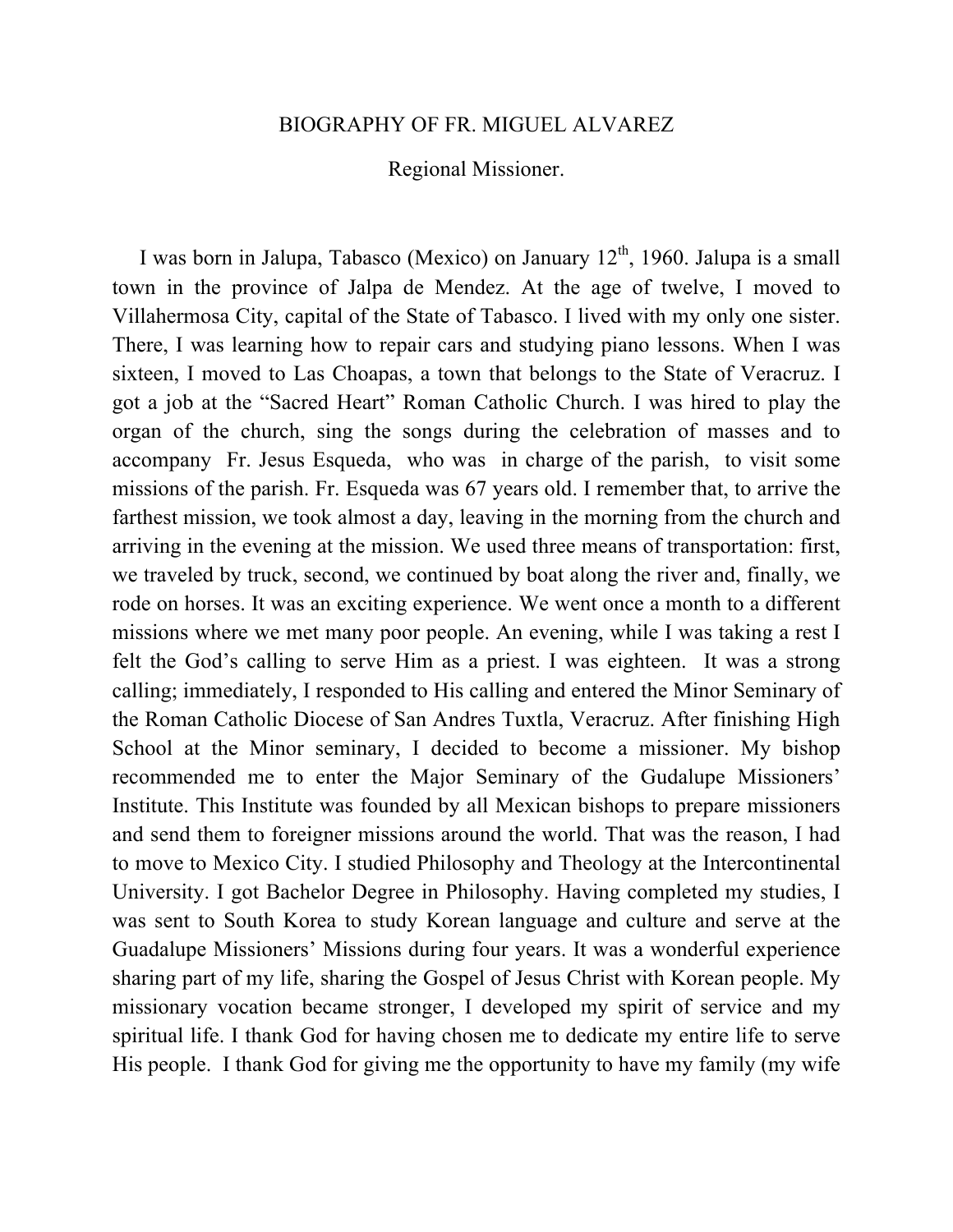# BIOGRAPHY OF FR. MIGUEL ALVAREZ

Regional Missioner.

I was born in Jalupa, Tabasco (Mexico) on January 12$^{th}$, 1960. Jalupa is a small town in the province of Jalpa de Mendez. At the age of twelve, I moved to Villahermosa City, capital of the State of Tabasco. I lived with my only one sister. There, I was learning how to repair cars and studying piano lessons. When I was sixteen, I moved to Las Choapas, a town that belongs to the State of Veracruz. I got a job at the "Sacred Heart" Roman Catholic Church. I was hired to play the organ of the church, sing the songs during the celebration of masses and to accompany Fr. Jesus Esqueda, who was in charge of the parish, to visit some missions of the parish. Fr. Esqueda was 67 years old. I remember that, to arrive the farthest mission, we took almost a day, leaving in the morning from the church and arriving in the evening at the mission. We used three means of transportation: first, we traveled by truck, second, we continued by boat along the river and, finally, we rode on horses. It was an exciting experience. We went once a month to a different missions where we met many poor people. An evening, while I was taking a rest I felt the God's calling to serve Him as a priest. I was eighteen. It was a strong calling; immediately, I responded to His calling and entered the Minor Seminary of the Roman Catholic Diocese of San Andres Tuxtla, Veracruz. After finishing High School at the Minor seminary, I decided to become a missioner. My bishop recommended me to enter the Major Seminary of the Gudalupe Missioners' Institute. This Institute was founded by all Mexican bishops to prepare missioners and send them to foreigner missions around the world. That was the reason, I had to move to Mexico City. I studied Philosophy and Theology at the Intercontinental University. I got Bachelor Degree in Philosophy. Having completed my studies, I was sent to South Korea to study Korean language and culture and serve at the Guadalupe Missioners' Missions during four years. It was a wonderful experience sharing part of my life, sharing the Gospel of Jesus Christ with Korean people. My missionary vocation became stronger, I developed my spirit of service and my spiritual life. I thank God for having chosen me to dedicate my entire life to serve His people. I thank God for giving me the opportunity to have my family (my wife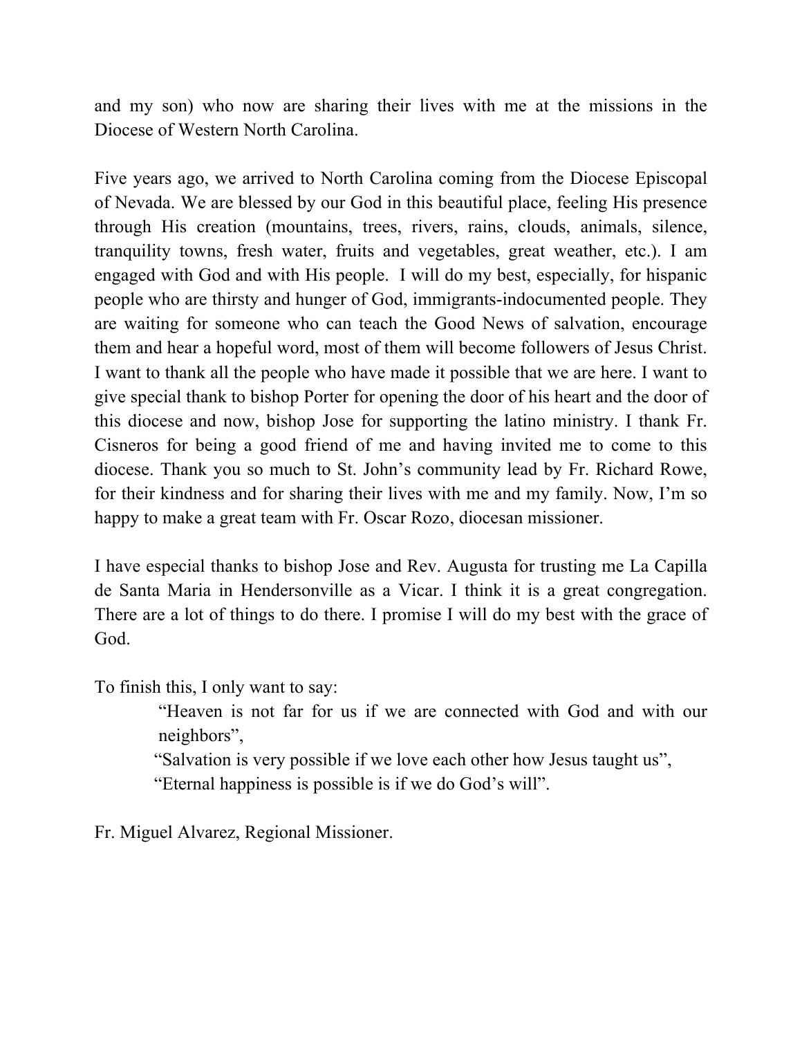and my son) who now are sharing their lives with me at the missions in the Diocese of Western North Carolina.

Five years ago, we arrived to North Carolina coming from the Diocese Episcopal of Nevada. We are blessed by our God in this beautiful place, feeling His presence through His creation (mountains, trees, rivers, rains, clouds, animals, silence, tranquility towns, fresh water, fruits and vegetables, great weather, etc.). I am engaged with God and with His people. I will do my best, especially, for hispanic people who are thirsty and hunger of God, immigrants-indocumented people. They are waiting for someone who can teach the Good News of salvation, encourage them and hear a hopeful word, most of them will become followers of Jesus Christ. I want to thank all the people who have made it possible that we are here. I want to give special thank to bishop Porter for opening the door of his heart and the door of this diocese and now, bishop Jose for supporting the latino ministry. I thank Fr. Cisneros for being a good friend of me and having invited me to come to this diocese. Thank you so much to St. John's community lead by Fr. Richard Rowe, for their kindness and for sharing their lives with me and my family. Now, I'm so happy to make a great team with Fr. Oscar Rozo, diocesan missioner.

I have especial thanks to bishop Jose and Rev. Augusta for trusting me La Capilla de Santa Maria in Hendersonville as a Vicar. I think it is a great congregation. There are a lot of things to do there. I promise I will do my best with the grace of God.

To finish this, I only want to say:

> "Heaven is not far for us if we are connected with God and with our neighbors",
> "Salvation is very possible if we love each other how Jesus taught us",
> "Eternal happiness is possible is if we do God's will".

Fr. Miguel Alvarez, Regional Missioner.